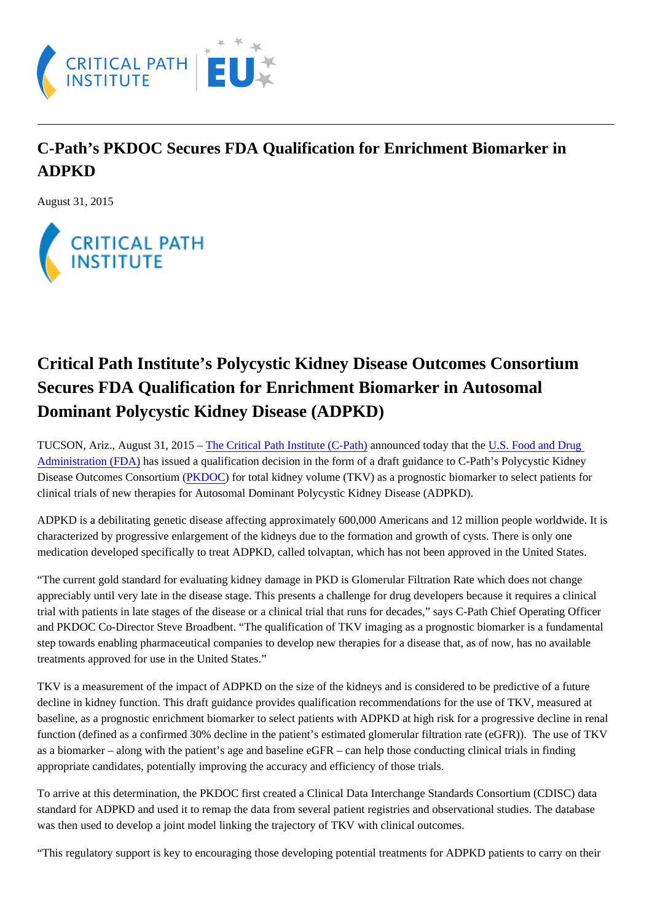# C-Path's PKDOC Secures FDA Qualification for Enrichment Biomarker in ADPKD

August 31, 2015

## Critical Path Institute's Polycystic Kidney Disease Outcomes Consortium Secures FDA Qualification for Enrichment Biomarker in Autosomal Dominant Polycystic Kidney Disease (ADPKD)

TUCSON, Ariz., August 31, 2015 – The Critical Path Institute (C-Path) announced today that the U.S. Food and Drug Administration (FDA) has issued a qualification decision in the form of a draft guidance to C-Path's Polycystic Kidney Disease Outcomes Consortium (PKDOC) for total kidney volume (TKV) as a prognostic biomarker to select patients for clinical trials of new therapies for Autosomal Dominant Polycystic Kidney Disease (ADPKD).

ADPKD is a debilitating genetic disease affecting approximately 600,000 Americans and 12 million people worldwide. It is characterized by progressive enlargement of the kidneys due to the formation and growth of cysts. There is only one medication developed specifically to treat ADPKD, called tolvaptan, which has not been approved in the United States.

"The current gold standard for evaluating kidney damage in PKD is Glomerular Filtration Rate which does not change appreciably until very late in the disease stage. This presents a challenge for drug developers because it requires a clinical trial with patients in late stages of the disease or a clinical trial that runs for decades," says C-Path Chief Operating Officer and PKDOC Co-Director Steve Broadbent. "The qualification of TKV imaging as a prognostic biomarker is a fundamental step towards enabling pharmaceutical companies to develop new therapies for a disease that, as of now, has no available treatments approved for use in the United States."

TKV is a measurement of the impact of ADPKD on the size of the kidneys and is considered to be predictive of a future decline in kidney function. This draft guidance provides qualification recommendations for the use of TKV, measured at baseline, as a prognostic enrichment biomarker to select patients with ADPKD at high risk for a progressive decline in renal function (defined as a confirmed 30% decline in the patient's estimated glomerular filtration rate (eGFR)). The use of TKV as a biomarker – along with the patient's age and baseline eGFR – can help those conducting clinical trials in finding appropriate candidates, potentially improving the accuracy and efficiency of those trials.

To arrive at this determination, the PKDOC first created a Clinical Data Interchange Standards Consortium (CDISC) data standard for ADPKD and used it to remap the data from several patient registries and observational studies. The database was then used to develop a joint model linking the trajectory of TKV with clinical outcomes.

"This regulatory support is key to encouraging those developing potential treatments for ADPKD patients to carry on their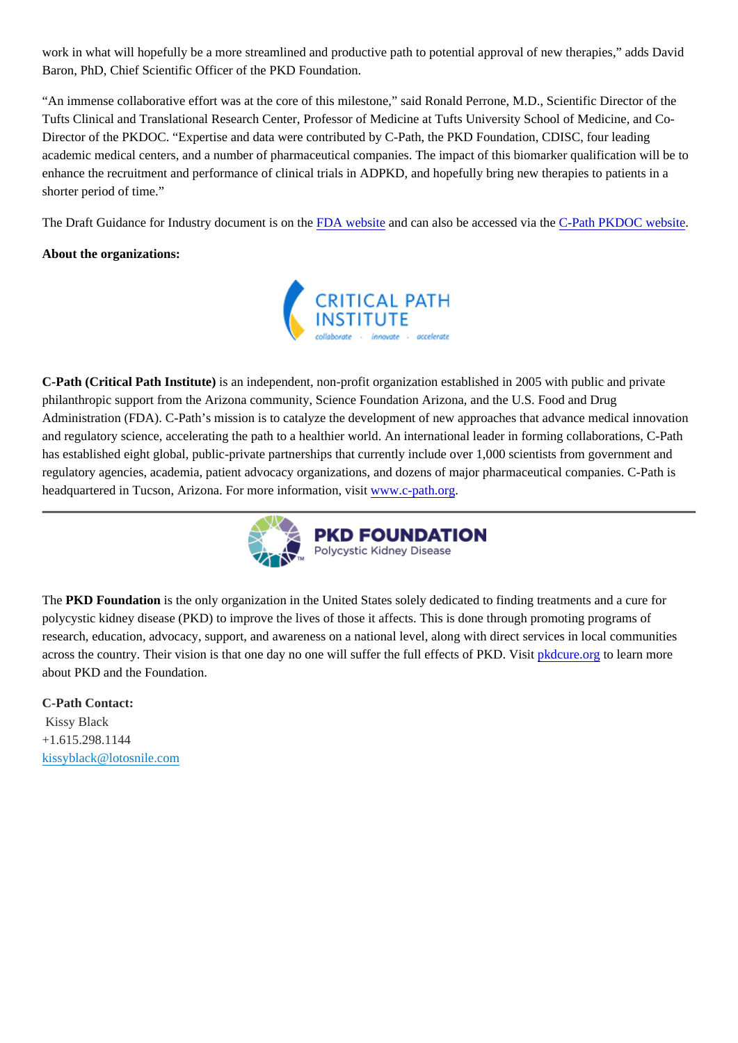work in what will hopefully be a more streamlined and productive path to potential approval of new therapies," adds David Baron, PhD, Chief Scientific Officer of the PKD Foundation.

"An immense collaborative effort was at the core of this milestone," said Ronald Perrone, M.D., Scientific Director of the Tufts Clinical and Translational Research Center, Professor of Medicine at Tufts University School of Medicine, and Co-Director of the PKDOC. "Expertise and data were contributed by C-Path, the PKD Foundation, CDISC, four leading academic medical centers, and a number of pharmaceutical companies. The impact of this biomarker qualification will be to enhance the recruitment and performance of clinical trials in ADPKD, and hopefully bring new therapies to patients in a shorter period of time."

The Draft Guidance for Industry document is on the FDA website and can also be accessed via the C-Path PKDOC website.

**About the organizations:**

CRITICAL PATH INSTITUTE
collaborate · innovate · accelerate

**C-Path (Critical Path Institute)** is an independent, non-profit organization established in 2005 with public and private philanthropic support from the Arizona community, Science Foundation Arizona, and the U.S. Food and Drug Administration (FDA). C-Path's mission is to catalyze the development of new approaches that advance medical innovation and regulatory science, accelerating the path to a healthier world. An international leader in forming collaborations, C-Path has established eight global, public-private partnerships that currently include over 1,000 scientists from government and regulatory agencies, academia, patient advocacy organizations, and dozens of major pharmaceutical companies. C-Path is headquartered in Tucson, Arizona. For more information, visit www.c-path.org.

---

PKD FOUNDATION
Polycystic Kidney Disease

The **PKD Foundation** is the only organization in the United States solely dedicated to finding treatments and a cure for polycystic kidney disease (PKD) to improve the lives of those it affects. This is done through promoting programs of research, education, advocacy, support, and awareness on a national level, along with direct services in local communities across the country. Their vision is that one day no one will suffer the full effects of PKD. Visit pkdcure.org to learn more about PKD and the Foundation.

**C-Path Contact:**
Kissy Black
+1.615.298.1144
kissyblack@lotosnile.com